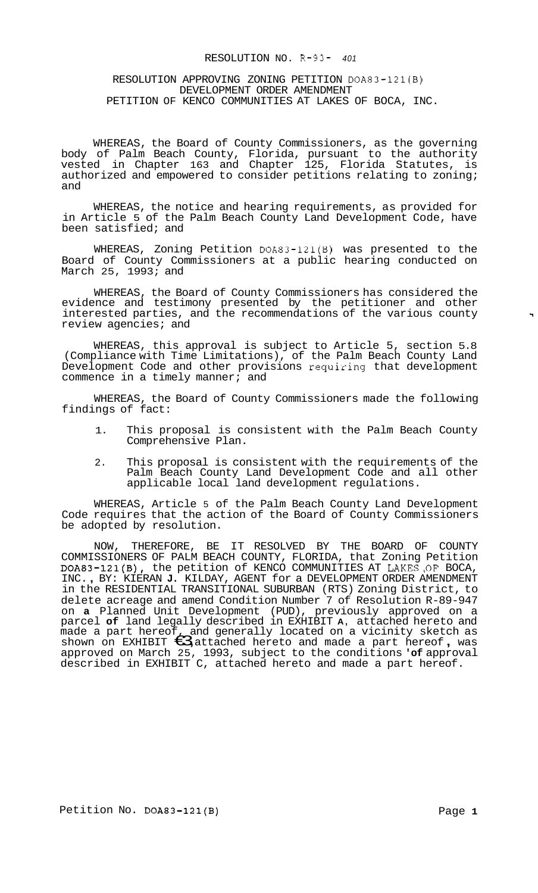RESOLUTION NO. R-93- 401

RESOLUTION APPROVING ZONING PETITION DOA83-121(B)
DEVELOPMENT ORDER AMENDMENT
PETITION OF KENCO COMMUNITIES AT LAKES OF BOCA, INC.

WHEREAS, the Board of County Commissioners, as the governing body of Palm Beach County, Florida, pursuant to the authority vested in Chapter 163 and Chapter 125, Florida Statutes, is authorized and empowered to consider petitions relating to zoning; and

WHEREAS, the notice and hearing requirements, as provided for in Article 5 of the Palm Beach County Land Development Code, have been satisfied; and

WHEREAS, Zoning Petition DOA83-121(B) was presented to the Board of County Commissioners at a public hearing conducted on March 25, 1993; and

WHEREAS, the Board of County Commissioners has considered the evidence and testimony presented by the petitioner and other interested parties, and the recommendations of the various county review agencies; and

WHEREAS, this approval is subject to Article 5, section 5.8 (Compliance with Time Limitations), of the Palm Beach County Land Development Code and other provisions requiring that development commence in a timely manner; and

WHEREAS, the Board of County Commissioners made the following findings of fact:

1. This proposal is consistent with the Palm Beach County Comprehensive Plan.
2. This proposal is consistent with the requirements of the Palm Beach County Land Development Code and all other applicable local land development regulations.

WHEREAS, Article 5 of the Palm Beach County Land Development Code requires that the action of the Board of County Commissioners be adopted by resolution.

NOW, THEREFORE, BE IT RESOLVED BY THE BOARD OF COUNTY COMMISSIONERS OF PALM BEACH COUNTY, FLORIDA, that Zoning Petition DOA83-121(B), the petition of KENCO COMMUNITIES AT LAKES OF BOCA, INC., BY: KIERAN J. KILDAY, AGENT for a DEVELOPMENT ORDER AMENDMENT in the RESIDENTIAL TRANSITIONAL SUBURBAN (RTS) Zoning District, to delete acreage and amend Condition Number 7 of Resolution R-89-947 on a Planned Unit Development (PUD), previously approved on a parcel of land legally described in EXHIBIT A, attached hereto and made a part hereof, and generally located on a vicinity sketch as shown on EXHIBIT B, attached hereto and made a part hereof, was approved on March 25, 1993, subject to the conditions of approval described in EXHIBIT C, attached hereto and made a part hereof.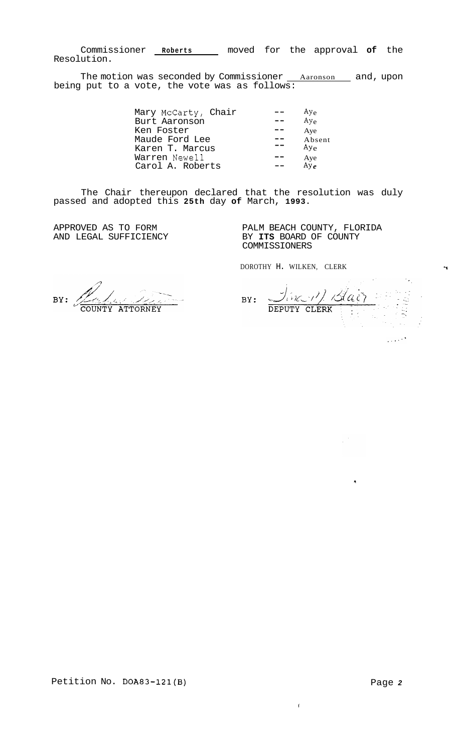Commissioner **Roberts** moved for the approval **of** the Resolution.

The motion was seconded by Commissioner Aaronson and, upon being put to a vote, the vote was as follows:

| | | |
|---|---|---|
| Mary McCarty, Chair | -- | Aye |
| Burt Aaronson | -- | Aye |
| Ken Foster | -- | Aye |
| Maude Ford Lee | -- | Absent |
| Karen T. Marcus | -- | Aye |
| Warren Newell | -- | Aye |
| Carol A. Roberts | -- | Aye |

The Chair thereupon declared that the resolution was duly passed and adopted this **25th** day **of** March, **1993**.

APPROVED AS TO FORM AND LEGAL SUFFICIENCY

BY: COUNTY ATTORNEY

PALM BEACH COUNTY, FLORIDA BY **ITS** BOARD OF COUNTY COMMISSIONERS

DOROTHY H. WILKEN, CLERK

BY: DEPUTY CLERK

Petition No. DOA83-121(B)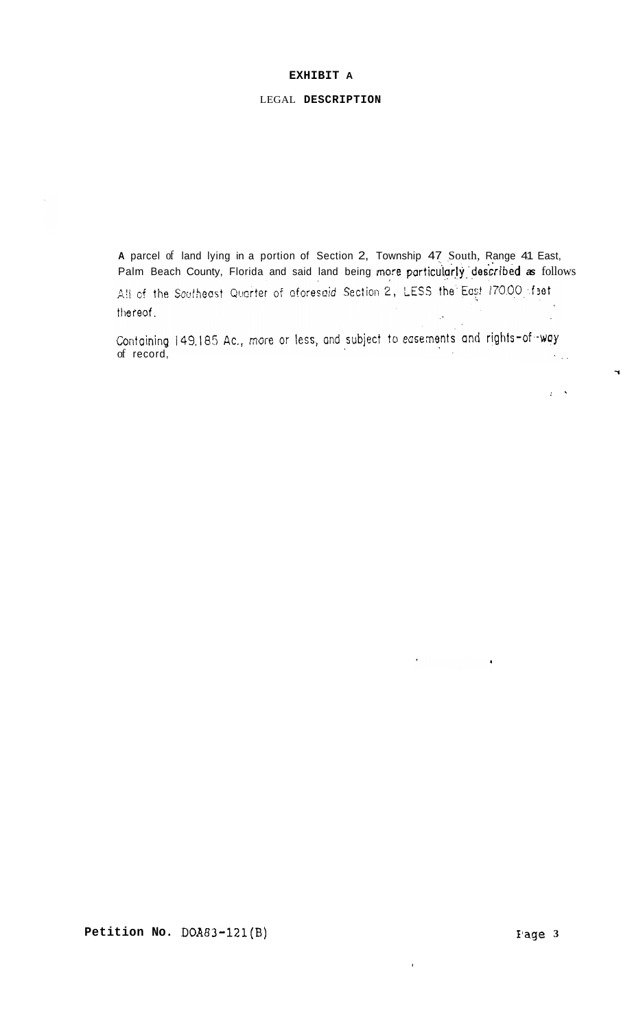**EXHIBIT A**

LEGAL **DESCRIPTION**

A parcel of land lying in a portion of Section 2, Township 47 South, Range 41 East, Palm Beach County, Florida and said land being more particularly described as follows

All of the Southeast Quarter of aforesaid Section 2, LESS the East 170.00 feet thereof.

Containing 149.185 Ac., more or less, and subject to easements and rights-of-way of record,

**Petition No.** DOA83-121(B)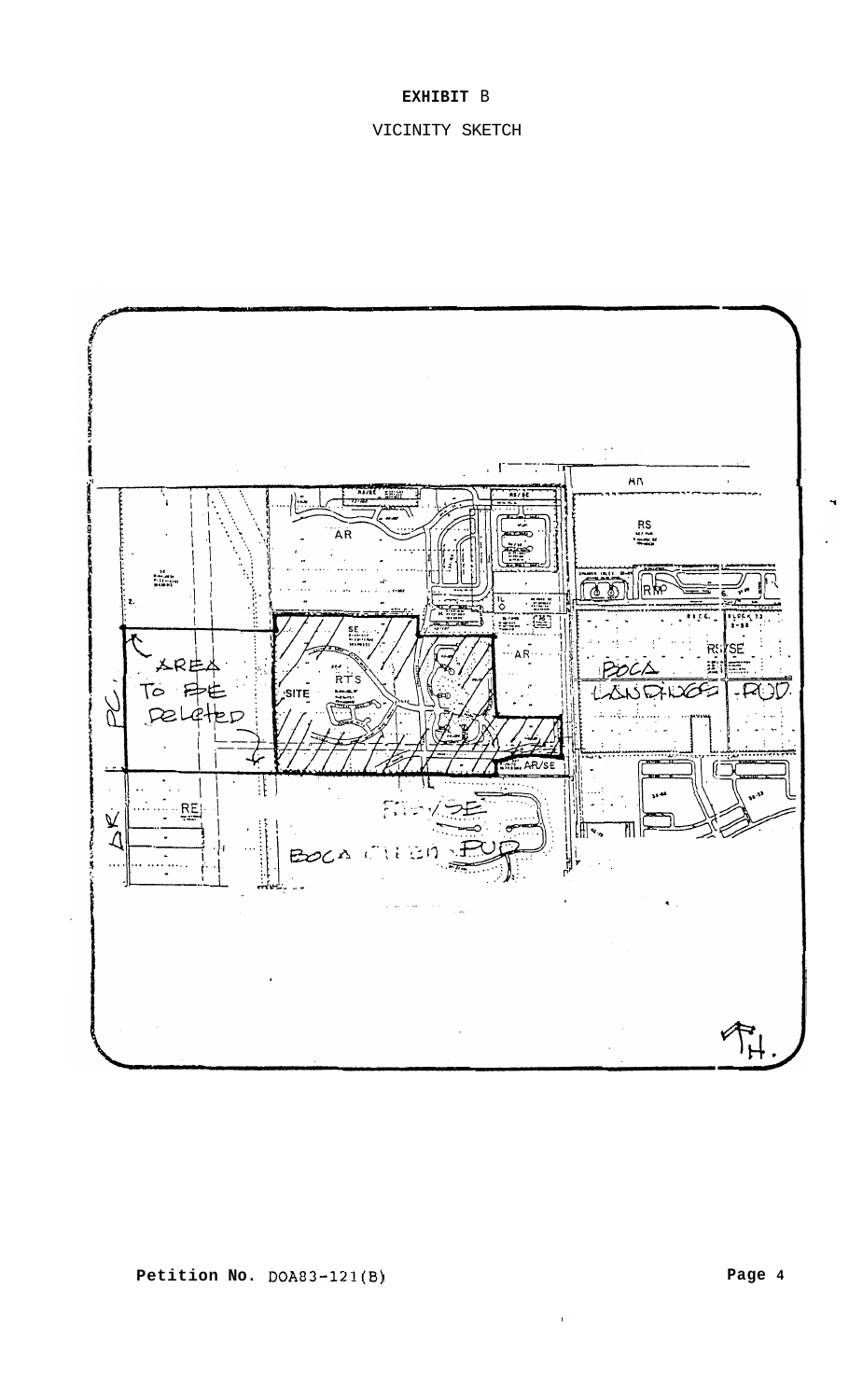**EXHIBIT** B

VICINITY SKETCH

AR

RS

RMP

AR

SE

RTS

SITE

AR

RS/SE

BOCA LANDINGS PUD

AREA TO BE DELETED

PC

AR/SE

RE

RS/SE

BOCA GLEN PUD

AR

N.

**Petition No.** DOA83-121(B)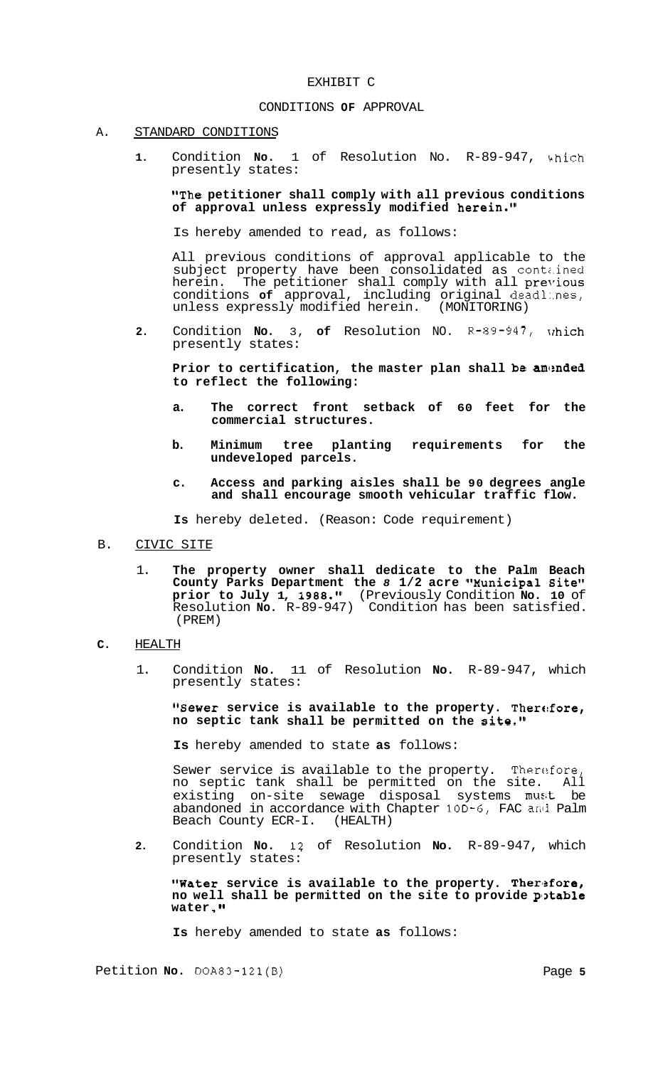EXHIBIT C

CONDITIONS OF APPROVAL

A. STANDARD CONDITIONS

1. Condition No. 1 of Resolution No. R-89-947, which presently states:

   **"The petitioner shall comply with all previous conditions of approval unless expressly modified herein."**

   Is hereby amended to read, as follows:

   All previous conditions of approval applicable to the subject property have been consolidated as contained herein. The petitioner shall comply with all previous conditions of approval, including original deadlines, unless expressly modified herein. (MONITORING)

2. Condition No. 3, of Resolution NO. R-89-947, which presently states:

   **Prior to certification, the master plan shall be amended to reflect the following:**

   a. **The correct front setback of 60 feet for the commercial structures.**

   b. **Minimum tree planting requirements for the undeveloped parcels.**

   c. **Access and parking aisles shall be 90 degrees angle and shall encourage smooth vehicular traffic flow.**

   Is hereby deleted. (Reason: Code requirement)

B. CIVIC SITE

1. **The property owner shall dedicate to the Palm Beach County Parks Department the 8 1/2 acre "Municipal Site" prior to July 1, 1988."** (Previously Condition No. 10 of Resolution No. R-89-947) Condition has been satisfied. (PREM)

C. HEALTH

1. Condition No. 11 of Resolution No. R-89-947, which presently states:

   **"Sewer service is available to the property. Therefore, no septic tank shall be permitted on the site."**

   Is hereby amended to state as follows:

   Sewer service is available to the property. Therefore, no septic tank shall be permitted on the site. All existing on-site sewage disposal systems must be abandoned in accordance with Chapter 10D-6, FAC and Palm Beach County ECR-I. (HEALTH)

2. Condition No. 12 of Resolution No. R-89-947, which presently states:

   **"Water service is available to the property. Therefore, no well shall be permitted on the site to provide potable water."**

   Is hereby amended to state as follows: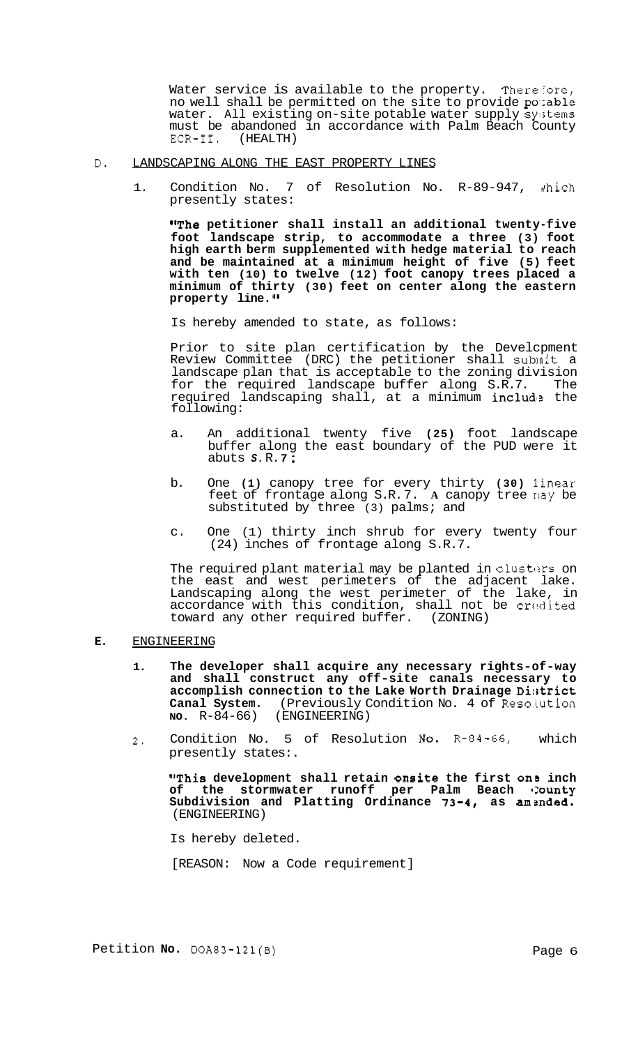Water service is available to the property. Therefore, no well shall be permitted on the site to provide potable water. All existing on-site potable water supply systems must be abandoned in accordance with Palm Beach County ECR-II. (HEALTH)

D. LANDSCAPING ALONG THE EAST PROPERTY LINES

1. Condition No. 7 of Resolution No. R-89-947, which presently states:

   **"The petitioner shall install an additional twenty-five foot landscape strip, to accommodate a three (3) foot high earth berm supplemented with hedge material to reach and be maintained at a minimum height of five (5) feet with ten (10) to twelve (12) foot canopy trees placed a minimum of thirty (30) feet on center along the eastern property line."**

   Is hereby amended to state, as follows:

   Prior to site plan certification by the Development Review Committee (DRC) the petitioner shall submit a landscape plan that is acceptable to the zoning division for the required landscape buffer along S.R.7. The required landscaping shall, at a minimum include the following:

   a. An additional twenty five (25) foot landscape buffer along the east boundary of the PUD were it abuts S.R.7;

   b. One (1) canopy tree for every thirty (30) linear feet of frontage along S.R.7. A canopy tree may be substituted by three (3) palms; and

   c. One (1) thirty inch shrub for every twenty four (24) inches of frontage along S.R.7.

   The required plant material may be planted in clusters on the east and west perimeters of the adjacent lake. Landscaping along the west perimeter of the lake, in accordance with this condition, shall not be credited toward any other required buffer. (ZONING)

E. ENGINEERING

1. **The developer shall acquire any necessary rights-of-way and shall construct any off-site canals necessary to accomplish connection to the Lake Worth Drainage District Canal System.** (Previously Condition No. 4 of Resolution NO. R-84-66) (ENGINEERING)

2. Condition No. 5 of Resolution No. R-84-66, which presently states:.

   **"This development shall retain onsite the first one inch of the stormwater runoff per Palm Beach County Subdivision and Platting Ordinance 73-4, as amended.** (ENGINEERING)

   Is hereby deleted.

   [REASON: Now a Code requirement]

Petition No. DOA83-121(B)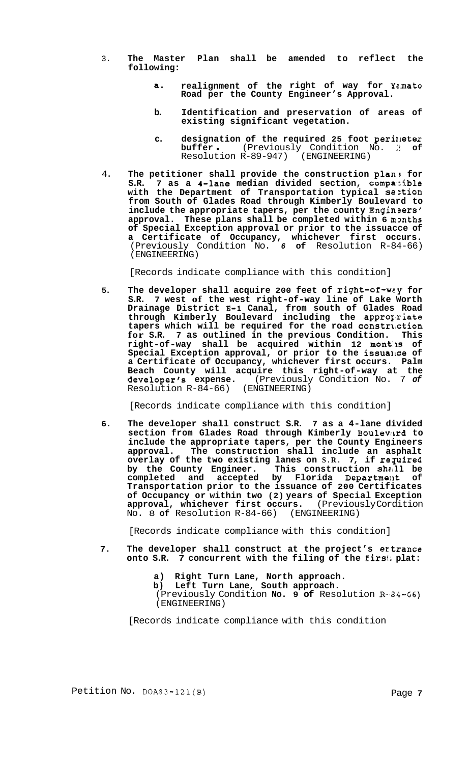3. **The Master Plan shall be amended to reflect the following:**

    a. **realignment of the right of way for Yamato Road per the County Engineer's Approval.**

    b. **Identification and preservation of areas of existing significant vegetation.**

    c. **designation of the required 25 foot perimeter buffer.** (Previously Condition No. 2 of Resolution R-89-947) (ENGINEERING)

4. **The petitioner shall provide the construction plans for S.R. 7 as a 4-lane median divided section, compatible with the Department of Transportation typical section from South of Glades Road through Kimberly Boulevard to include the appropriate tapers, per the county Engineers' approval. These plans shall be completed within 6 months of Special Exception approval or prior to the issuacce of a Certificate of Occupancy, whichever first occurs.** (Previously Condition No. *6* **of** Resolution R-84-66) (ENGINEERING)

    [Records indicate compliance with this condition]

5. **The developer shall acquire 200 feet of right-of-way for S.R. 7 west of the west right-of-way line of Lake Worth Drainage District E-1 Canal, from south of Glades Road through Kimberly Boulevard including the appropriate tapers which will be required for the road construction for S.R. 7 as outlined in the previous Condition. This right-of-way shall be acquired within 12 months of Special Exception approval, or prior to the issuance of a Certificate of Occupancy, whichever first occurs. Palm Beach County will acquire this right-of-way at the developer's expense.** (Previously Condition No. 7 *of* Resolution R-84-66) (ENGINEERING)

    [Records indicate compliance with this condition]

6. **The developer shall construct S.R. 7 as a 4-lane divided section from Glades Road through Kimberly Boulevard to include the appropriate tapers, per the County Engineers approval. The construction shall include an asphalt overlay of the two existing lanes on** S.R. **7, if required by the County Engineer. This construction shall be completed and accepted by Florida Department of Transportation prior to the issuance of 200 Certificates of Occupancy or within two (2) years of Special Exception approval, whichever first occurs.** (Previously Condition No. 8 **of** Resolution R-84-66) (ENGINEERING)

    [Records indicate compliance with this condition]

7. **The developer shall construct at the project's entrance onto S.R. 7 concurrent with the filing of the first plat:**

    **a) Right Turn Lane, North approach.**
    **b) Left Turn Lane, South approach.**
    (Previously Condition **No. 9 of** Resolution R-84-66) (ENGINEERING)

    [Records indicate compliance with this condition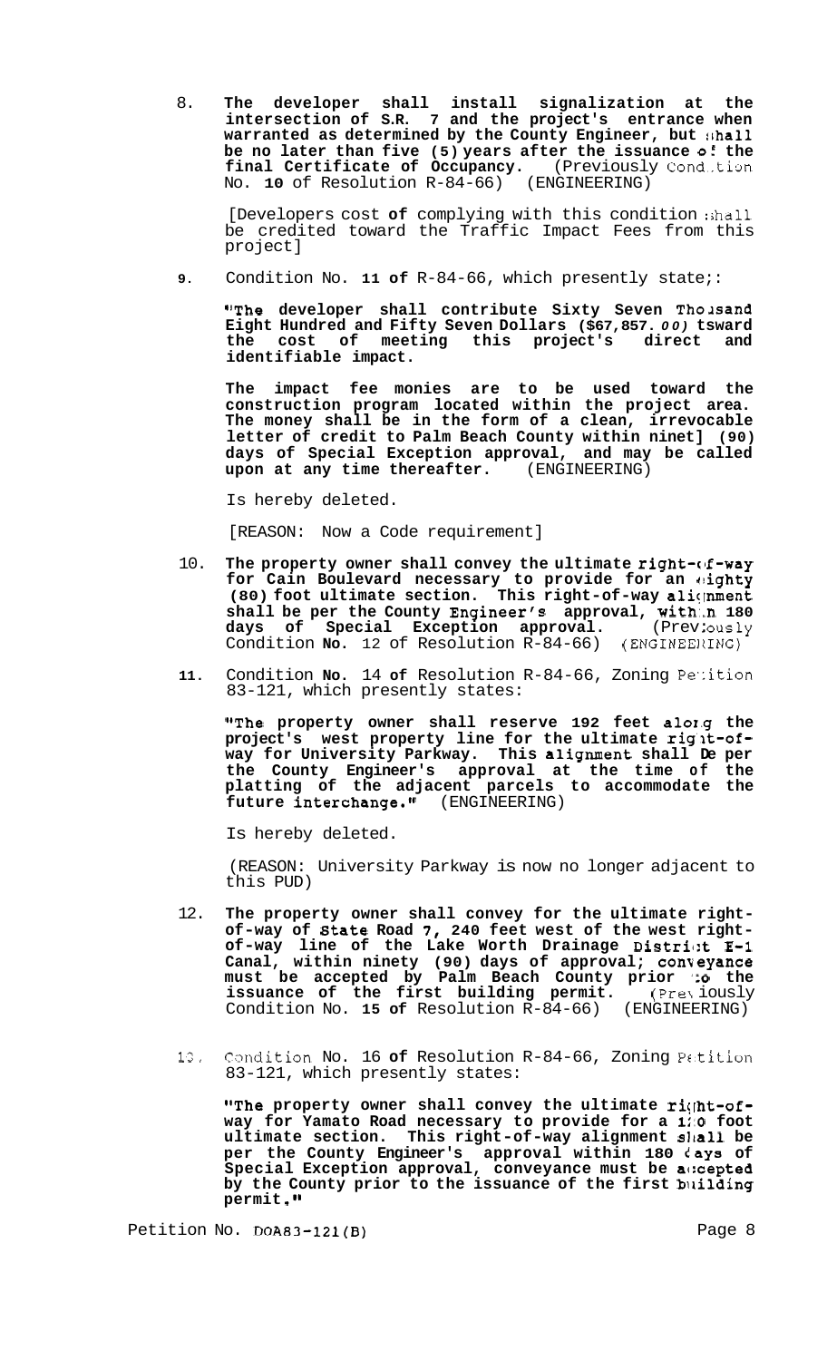8. **The developer shall install signalization at the intersection of S.R. 7 and the project's entrance when warranted as determined by the County Engineer, but shall be no later than five (5) years after the issuance of the final Certificate of Occupancy.** (Previously Condition No. **10** of Resolution R-84-66) (ENGINEERING)

   [Developers cost **of** complying with this condition shall be credited toward the Traffic Impact Fees from this project]

**9**. Condition No. **11 of** R-84-66, which presently states:

   **"The developer shall contribute Sixty Seven Thousand Eight Hundred and Fifty Seven Dollars ($67,857.*00)* toward the cost of meeting this project's direct and identifiable impact.**

   **The impact fee monies are to be used toward the construction program located within the project area. The money shall be in the form of a clean, irrevocable letter of credit to Palm Beach County within ninet] (90) days of Special Exception approval, and may be called upon at any time thereafter.** (ENGINEERING)

   Is hereby deleted.

   [REASON: Now a Code requirement]

10. **The property owner shall convey the ultimate right-of-way for Cain Boulevard necessary to provide for an eighty (80) foot ultimate section. This right-of-way alignment shall be per the County Engineer's approval, within 180 days of Special Exception approval.** (Previously Condition **No.** 12 of Resolution R-84-66) (ENGINEERING)

**11**. Condition **No.** 14 **of** Resolution R-84-66, Zoning Petition 83-121, which presently states:

   **"The property owner shall reserve 192 feet along the project's west property line for the ultimate right-of-way for University Parkway. This alignment shall be per the County Engineer's approval at the time of the platting of the adjacent parcels to accommodate the future interchange."** (ENGINEERING)

   Is hereby deleted.

   (REASON: University Parkway is now no longer adjacent to this PUD)

12. **The property owner shall convey for the ultimate right-of-way of State Road 7, 240 feet west of the west right-of-way line of the Lake Worth Drainage District E-1 Canal, within ninety (90) days of approval; conveyance must be accepted by Palm Beach County prior to the issuance of the first building permit.** (Previously Condition No. **15 of** Resolution R-84-66) (ENGINEERING)

13. Condition No. 16 **of** Resolution R-84-66, Zoning Petition 83-121, which presently states:

   **"The property owner shall convey the ultimate right-of-way for Yamato Road necessary to provide for a 120 foot ultimate section. This right-of-way alignment shall be per the County Engineer's approval within 180 days of Special Exception approval, conveyance must be accepted by the County prior to the issuance of the first building permit."**

Petition No. DOA83-121(B)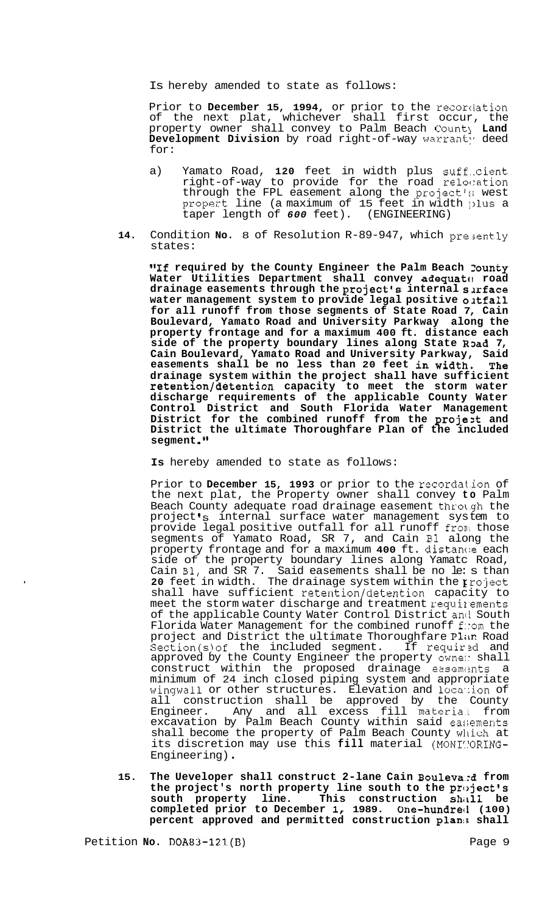Is hereby amended to state as follows:

Prior to **December 15, 1994**, or prior to the recordation of the next plat, whichever shall first occur, the property owner shall convey to Palm Beach County **Land Development Division** by road right-of-way warranty deed for:

a) Yamato Road, **120** feet in width plus sufficient right-of-way to provide for the road relocation through the FPL easement along the project's west propert line (a maximum of 15 feet in width plus a taper length of ***600*** feet). (ENGINEERING)

**14.** Condition **No.** 8 of Resolution R-89-947, which presently states:

**"If required by the County Engineer the Palm Beach County Water Utilities Department shall convey adequate road drainage easements through the project's internal surface water management system to provide legal positive outfall for all runoff from those segments of State Road 7, Cain Boulevard, Yamato Road and University Parkway along the property frontage and for a maximum 400 ft. distance each side of the property boundary lines along State Road 7, Cain Boulevard, Yamato Road and University Parkway, Said easements shall be no less than 20 feet in width. The drainage system within the project shall have sufficient retention/detention capacity to meet the storm water discharge requirements of the applicable County Water Control District and South Florida Water Management District for the combined runoff from the project and District the ultimate Thoroughfare Plan of the included segment."**

**Is** hereby amended to state as follows:

Prior to **December 15, 1993** or prior to the recordation of the next plat, the Property owner shall convey **to** Palm Beach County adequate road drainage easement through the project's internal surface water management system to provide legal positive outfall for all runoff from those segments of Yamato Road, SR 7, and Cain Bl along the property frontage and for a maximum **400** ft. distance each side of the property boundary lines along Yamato Road, Cain Bl, and SR 7. Said easements shall be no less than **20** feet in width. The drainage system within the project shall have sufficient retention/detention capacity to meet the storm water discharge and treatment requirements of the applicable County Water Control District and South Florida Water Management for the combined runoff from the project and District the ultimate Thoroughfare Plan Road Section(s)of the included segment. If required and approved by the County Engineer the property owner shall construct within the proposed drainage easements a minimum of 24 inch closed piping system and appropriate wingwall or other structures. Elevation and location of all construction shall be approved by the County Engineer. Any and all excess fill material from excavation by Palm Beach County within said easements shall become the property of Palm Beach County which at its discretion may use this **fill** material (MONITORING-Engineering)**.**

**15. The Ueveloper shall construct 2-lane Cain Boulevard from the project's north property line south to the project's south property line. This construction shall be completed prior to December 1, 1989. One-hundred (100) percent approved and permitted construction plans shall**

Petition **No.** DOA83-121(B)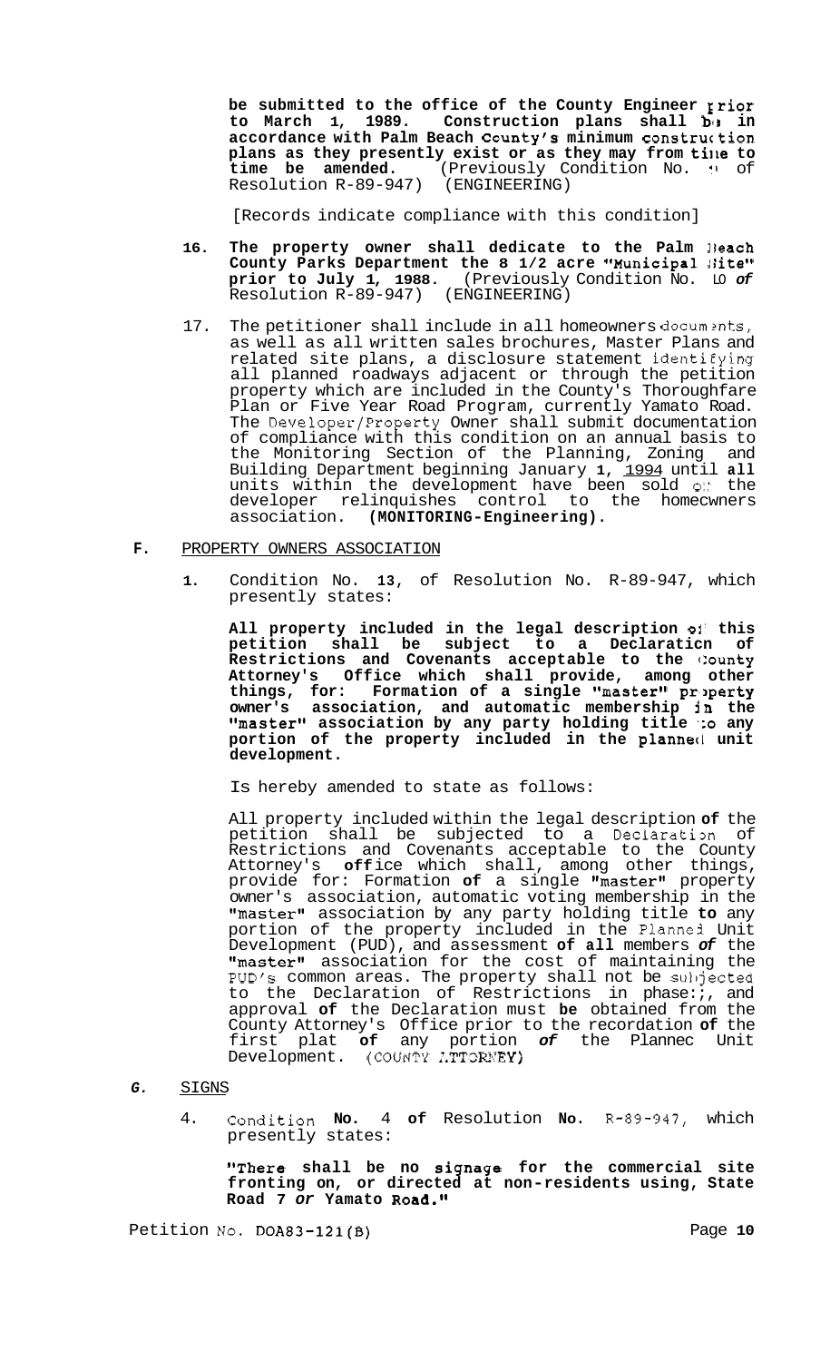**be submitted to the office of the County Engineer prior to March 1, 1989. Construction plans shall be in accordance with Palm Beach County's minimum construction plans as they presently exist or as they may from time to time be amended.** (Previously Condition No. 9 of Resolution R-89-947) (ENGINEERING)

[Records indicate compliance with this condition]

16. **The property owner shall dedicate to the Palm Beach County Parks Department the 8 1/2 acre "Municipal Site" prior to July 1, 1988.** (Previously Condition No. 10 *of* Resolution R-89-947) (ENGINEERING)

17. The petitioner shall include in all homeowners documents, as well as all written sales brochures, Master Plans and related site plans, a disclosure statement identifying all planned roadways adjacent or through the petition property which are included in the County's Thoroughfare Plan or Five Year Road Program, currently Yamato Road. The Developer/Property Owner shall submit documentation of compliance with this condition on an annual basis to the Monitoring Section of the Planning, Zoning and Building Department beginning January **1,** 1994 until **all** units within the development have been sold or the developer relinquishes control to the homeowners association. **(MONITORING-Engineering).**

**F.** PROPERTY OWNERS ASSOCIATION

1. Condition No. **13**, of Resolution No. R-89-947, which presently states:

   **All property included in the legal description of this petition shall be subject to a Declaration of Restrictions and Covenants acceptable to the County Attorney's Office which shall provide, among other things, for: Formation of a single "master" property owner's association, and automatic membership in the "master" association by any party holding title to any portion of the property included in the planned unit development.**

   Is hereby amended to state as follows:

   All property included within the legal description **of** the petition shall be subjected to a Declaration of Restrictions and Covenants acceptable to the County Attorney's **off**ice which shall, among other things, provide for: Formation **of** a single "master" property owner's association, automatic voting membership in the "master" association by any party holding title **to** any portion of the property included in the Planned Unit Development (PUD), and assessment **of all** members *of* the "master" association for the cost of maintaining the PUD's common areas. The property shall not be subjected to the Declaration of Restrictions in phases, and approval **of** the Declaration must **be** obtained from the County Attorney's Office prior to the recordation **of** the first plat **of** any portion *of* the Planned Unit Development. (COUNTY ATTORNEY)

*G.* SIGNS

4. Condition **No.** 4 **of** Resolution **No.** R-89-947, which presently states:

   **"There shall be no signage for the commercial site fronting on, or directed at non-residents using, State Road 7 *or* Yamato Road."**

Petition No. DOA83-121(B)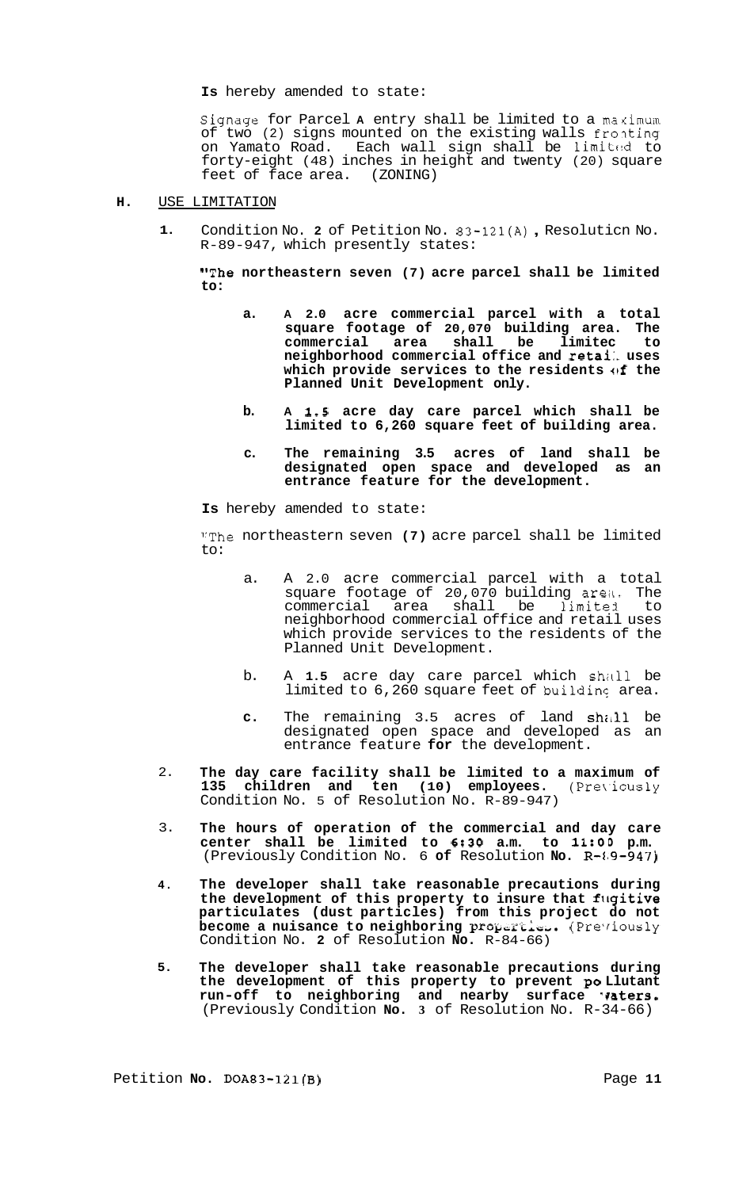**Is** hereby amended to state:

Signage for Parcel **A** entry shall be limited to a maximum of two (2) signs mounted on the existing walls fronting on Yamato Road. Each wall sign shall be limited to forty-eight (48) inches in height and twenty (20) square feet of face area. (ZONING)

**H.** USE LIMITATION

1. Condition No. **2** of Petition No. 83-121(A), Resolution No. R-89-947, which presently states:

   **"The northeastern seven (7) acre parcel shall be limited to:**

   **a. A 2.0 acre commercial parcel with a total square footage of 20,070 building area. The commercial area shall be limited to neighborhood commercial office and retail uses which provide services to the residents of the Planned Unit Development only.**

   **b. A 1.5 acre day care parcel which shall be limited to 6,260 square feet of building area.**

   **c. The remaining 3.5 acres of land shall be designated open space and developed as an entrance feature for the development.**

   **Is** hereby amended to state:

   "The northeastern seven **(7)** acre parcel shall be limited to:

   a. A 2.0 acre commercial parcel with a total square footage of 20,070 building area. The commercial area shall be limited to neighborhood commercial office and retail uses which provide services to the residents of the Planned Unit Development.

   b. A **1.5** acre day care parcel which shall be limited to 6,260 square feet of building area.

   **c.** The remaining 3.5 acres of land shall be designated open space and developed as an entrance feature **for** the development.

2. **The day care facility shall be limited to a maximum of 135 children and ten (10) employees.** (Previously Condition No. 5 of Resolution No. R-89-947)

3. **The hours of operation of the commercial and day care center shall be limited to 6:30 a.m. to 11:00 p.m.** (Previously Condition No. 6 **of** Resolution **No.** R-89-947)

4. **The developer shall take reasonable precautions during the development of this property to insure that fugitive particulates (dust particles) from this project do not become a nuisance to neighboring properties.** (Previously Condition No. **2** of Resolution **No.** R-84-66)

5. **The developer shall take reasonable precautions during the development of this property to prevent pollutant run-off to neighboring and nearby surface waters.** (Previously Condition **No. 3** of Resolution No. R-34-66)

Petition **No.** DOA83-121(B)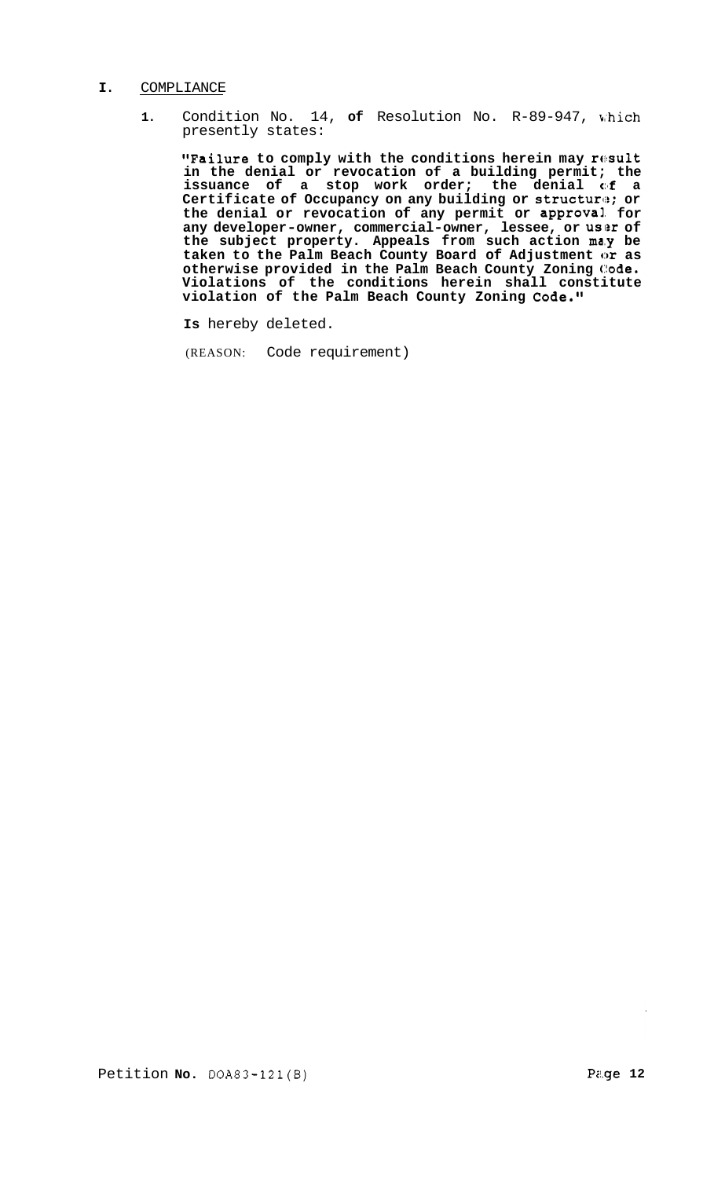## I. COMPLIANCE

1. Condition No. 14, **of** Resolution No. R-89-947, which presently states:

   **"Failure to comply with the conditions herein may result in the denial or revocation of a building permit; the issuance of a stop work order; the denial of a Certificate of Occupancy on any building or structure; or the denial or revocation of any permit or approval for any developer-owner, commercial-owner, lessee, or user of the subject property. Appeals from such action may be taken to the Palm Beach County Board of Adjustment or as otherwise provided in the Palm Beach County Zoning Code. Violations of the conditions herein shall constitute violation of the Palm Beach County Zoning Code."**

   **Is** hereby deleted.

   (REASON: Code requirement)

Petition **No.** DOA83-121(B)